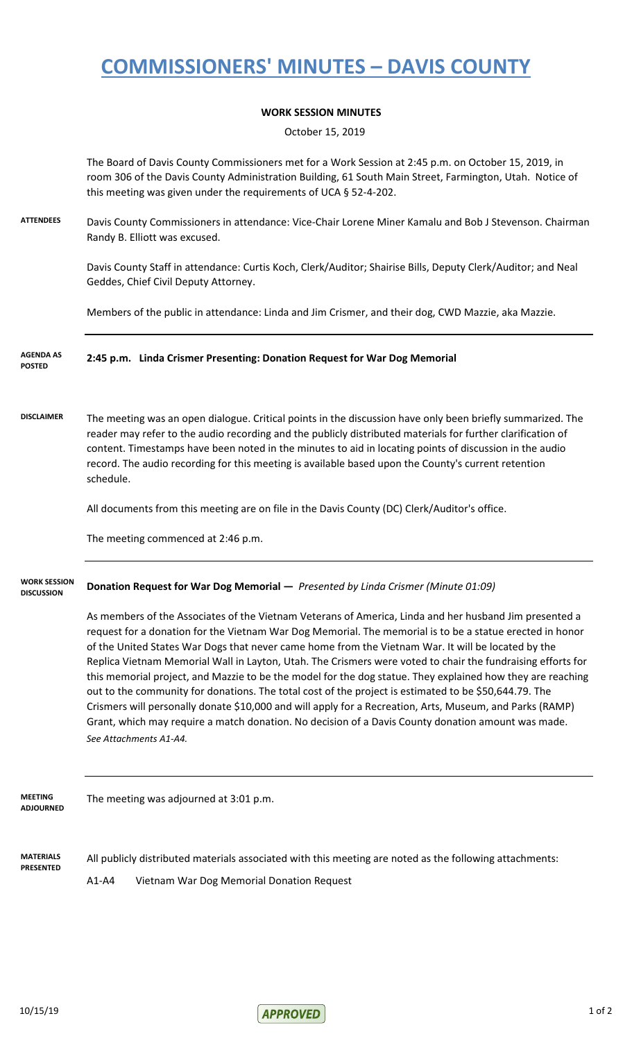# COMMISSIONERS' MINUTES – DAVIS COUNTY

**WORK SESSION MINUTES**

October 15, 2019

The Board of Davis County Commissioners met for a Work Session at 2:45 p.m. on October 15, 2019, in room 306 of the Davis County Administration Building, 61 South Main Street, Farmington, Utah. Notice of this meeting was given under the requirements of UCA § 52-4-202.

**ATTENDEES**

Davis County Commissioners in attendance: Vice-Chair Lorene Miner Kamalu and Bob J Stevenson. Chairman Randy B. Elliott was excused.

Davis County Staff in attendance: Curtis Koch, Clerk/Auditor; Shairise Bills, Deputy Clerk/Auditor; and Neal Geddes, Chief Civil Deputy Attorney.

Members of the public in attendance: Linda and Jim Crismer, and their dog, CWD Mazzie, aka Mazzie.

**AGENDA AS POSTED**

**2:45 p.m. Linda Crismer Presenting: Donation Request for War Dog Memorial**

**DISCLAIMER**

The meeting was an open dialogue. Critical points in the discussion have only been briefly summarized. The reader may refer to the audio recording and the publicly distributed materials for further clarification of content. Timestamps have been noted in the minutes to aid in locating points of discussion in the audio record. The audio recording for this meeting is available based upon the County's current retention schedule.

All documents from this meeting are on file in the Davis County (DC) Clerk/Auditor's office.

The meeting commenced at 2:46 p.m.

**WORK SESSION DISCUSSION**

**Donation Request for War Dog Memorial —** *Presented by Linda Crismer (Minute 01:09)*

As members of the Associates of the Vietnam Veterans of America, Linda and her husband Jim presented a request for a donation for the Vietnam War Dog Memorial. The memorial is to be a statue erected in honor of the United States War Dogs that never came home from the Vietnam War. It will be located by the Replica Vietnam Memorial Wall in Layton, Utah. The Crismers were voted to chair the fundraising efforts for this memorial project, and Mazzie to be the model for the dog statue. They explained how they are reaching out to the community for donations. The total cost of the project is estimated to be $50,644.79. The Crismers will personally donate $10,000 and will apply for a Recreation, Arts, Museum, and Parks (RAMP) Grant, which may require a match donation. No decision of a Davis County donation amount was made. *See Attachments A1-A4.*

**MEETING ADJOURNED**

The meeting was adjourned at 3:01 p.m.

**MATERIALS PRESENTED**

All publicly distributed materials associated with this meeting are noted as the following attachments:

A1-A4 Vietnam War Dog Memorial Donation Request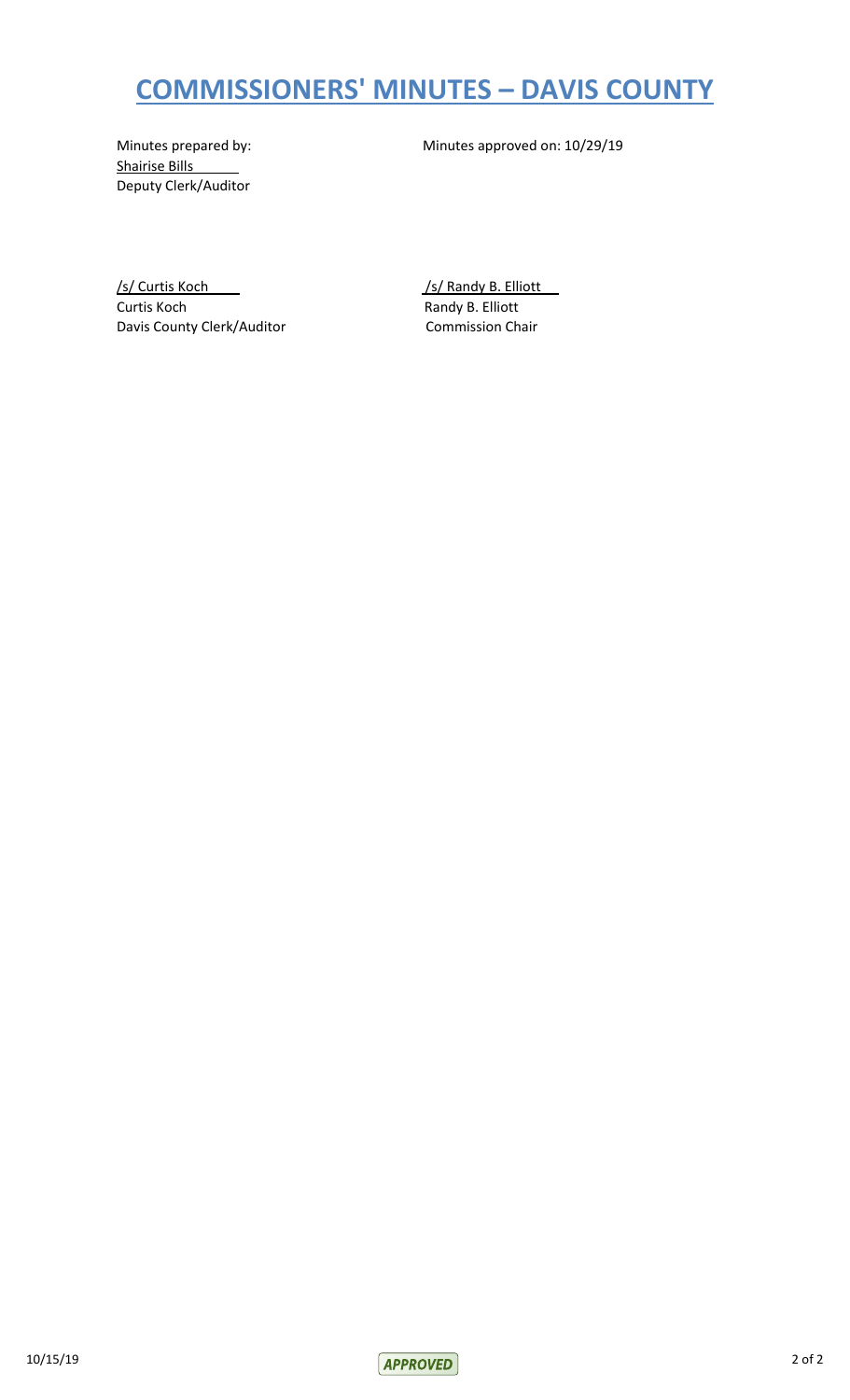# COMMISSIONERS' MINUTES – DAVIS COUNTY

Minutes prepared by:
Shairise Bills
Deputy Clerk/Auditor

Minutes approved on: 10/29/19

/s/ Curtis Koch
Curtis Koch
Davis County Clerk/Auditor

/s/ Randy B. Elliott
Randy B. Elliott
Commission Chair

10/15/19

APPROVED